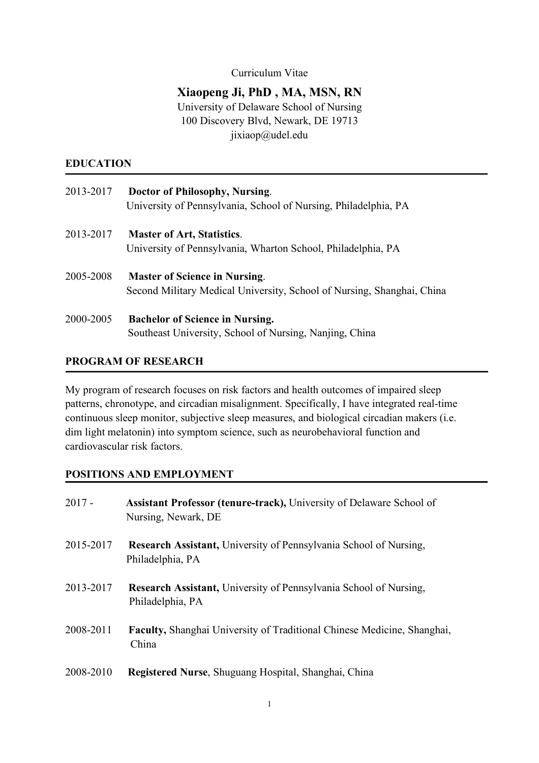Curriculum Vitae

# Xiaopeng Ji, PhD , MA, MSN, RN

University of Delaware School of Nursing
100 Discovery Blvd, Newark, DE 19713
jixiaop@udel.edu

## EDUCATION

2013-2017 **Doctor of Philosophy, Nursing**.
University of Pennsylvania, School of Nursing, Philadelphia, PA

2013-2017 **Master of Art, Statistics**.
University of Pennsylvania, Wharton School, Philadelphia, PA

2005-2008 **Master of Science in Nursing**.
Second Military Medical University, School of Nursing, Shanghai, China

2000-2005 **Bachelor of Science in Nursing.**
Southeast University, School of Nursing, Nanjing, China

## PROGRAM OF RESEARCH

My program of research focuses on risk factors and health outcomes of impaired sleep patterns, chronotype, and circadian misalignment. Specifically, I have integrated real-time continuous sleep monitor, subjective sleep measures, and biological circadian makers (i.e. dim light melatonin) into symptom science, such as neurobehavioral function and cardiovascular risk factors.

## POSITIONS AND EMPLOYMENT

2017 - **Assistant Professor (tenure-track),** University of Delaware School of Nursing, Newark, DE

2015-2017 **Research Assistant,** University of Pennsylvania School of Nursing, Philadelphia, PA

2013-2017 **Research Assistant,** University of Pennsylvania School of Nursing, Philadelphia, PA

2008-2011 **Faculty,** Shanghai University of Traditional Chinese Medicine, Shanghai, China

2008-2010 **Registered Nurse**, Shuguang Hospital, Shanghai, China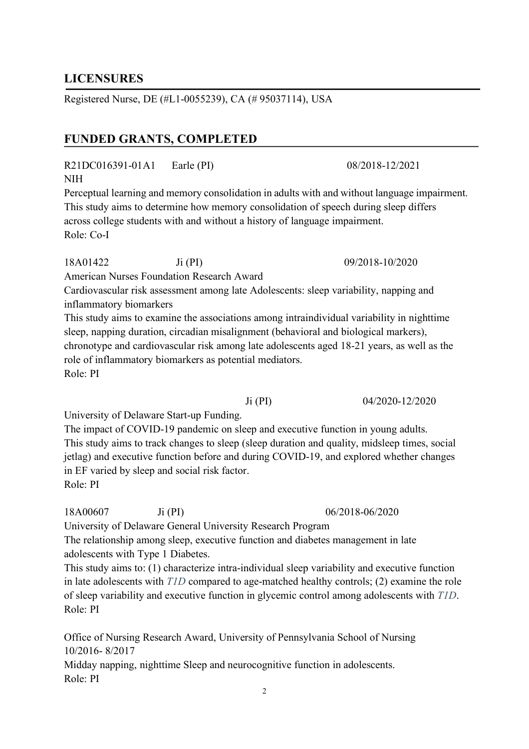## LICENSURES

Registered Nurse, DE (#L1-0055239), CA (# 95037114), USA

## FUNDED GRANTS, COMPLETED

R21DC016391-01A1 Earle (PI) 08/2018-12/2021
NIH
Perceptual learning and memory consolidation in adults with and without language impairment.
This study aims to determine how memory consolidation of speech during sleep differs across college students with and without a history of language impairment.
Role: Co-I

18A01422 Ji (PI) 09/2018-10/2020
American Nurses Foundation Research Award
Cardiovascular risk assessment among late Adolescents: sleep variability, napping and inflammatory biomarkers
This study aims to examine the associations among intraindividual variability in nighttime sleep, napping duration, circadian misalignment (behavioral and biological markers), chronotype and cardiovascular risk among late adolescents aged 18-21 years, as well as the role of inflammatory biomarkers as potential mediators.
Role: PI

Ji (PI) 04/2020-12/2020
University of Delaware Start-up Funding.
The impact of COVID-19 pandemic on sleep and executive function in young adults.
This study aims to track changes to sleep (sleep duration and quality, midsleep times, social jetlag) and executive function before and during COVID-19, and explored whether changes in EF varied by sleep and social risk factor.
Role: PI

18A00607 Ji (PI) 06/2018-06/2020
University of Delaware General University Research Program
The relationship among sleep, executive function and diabetes management in late adolescents with Type 1 Diabetes.
This study aims to: (1) characterize intra-individual sleep variability and executive function in late adolescents with *T1D* compared to age-matched healthy controls; (2) examine the role of sleep variability and executive function in glycemic control among adolescents with *T1D*.
Role: PI

Office of Nursing Research Award, University of Pennsylvania School of Nursing
10/2016- 8/2017
Midday napping, nighttime Sleep and neurocognitive function in adolescents.
Role: PI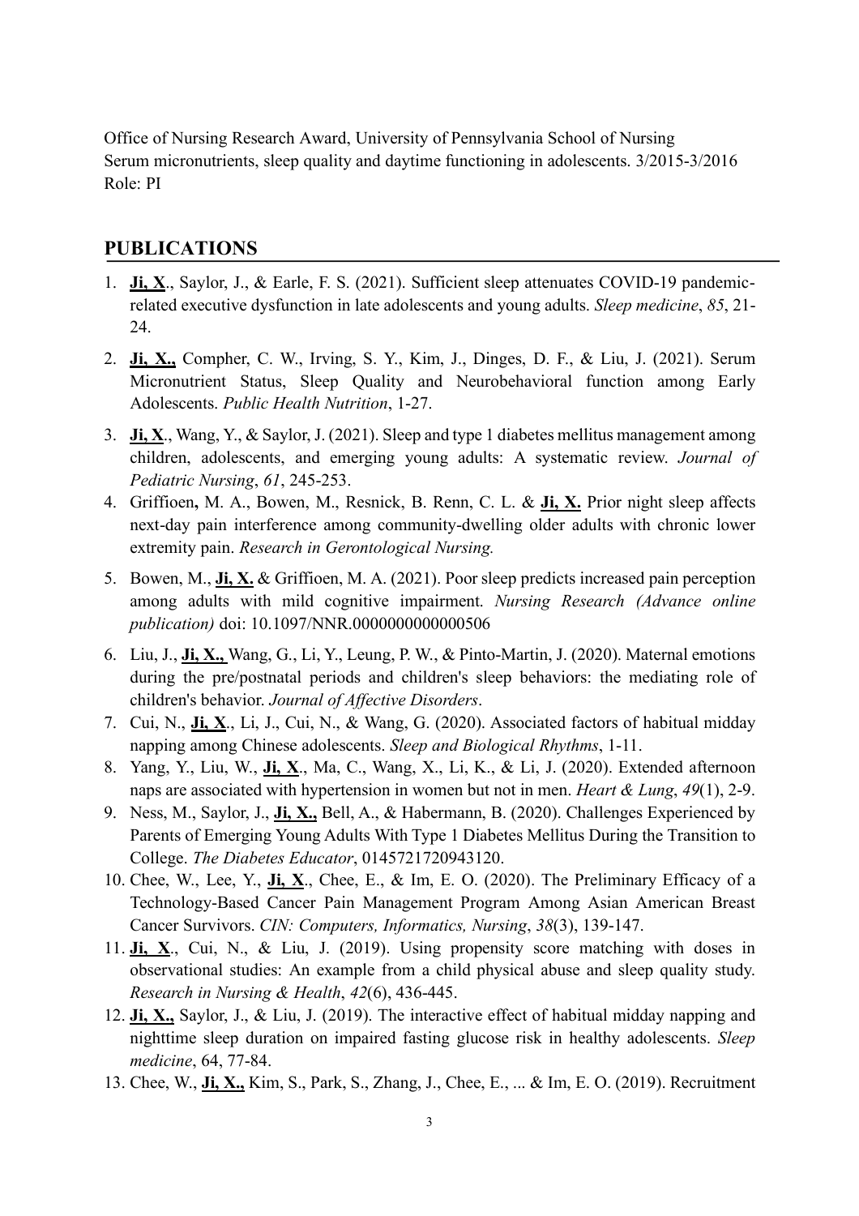Office of Nursing Research Award, University of Pennsylvania School of Nursing
Serum micronutrients, sleep quality and daytime functioning in adolescents. 3/2015-3/2016
Role: PI

## PUBLICATIONS

1. **Ji, X**., Saylor, J., & Earle, F. S. (2021). Sufficient sleep attenuates COVID-19 pandemic-related executive dysfunction in late adolescents and young adults. *Sleep medicine*, *85*, 21-24.
2. **Ji, X.,** Compher, C. W., Irving, S. Y., Kim, J., Dinges, D. F., & Liu, J. (2021). Serum Micronutrient Status, Sleep Quality and Neurobehavioral function among Early Adolescents. *Public Health Nutrition*, 1-27.
3. **Ji, X**., Wang, Y., & Saylor, J. (2021). Sleep and type 1 diabetes mellitus management among children, adolescents, and emerging young adults: A systematic review. *Journal of Pediatric Nursing*, *61*, 245-253.
4. Griffioen**,** M. A., Bowen, M., Resnick, B. Renn, C. L. & **Ji, X.** Prior night sleep affects next-day pain interference among community-dwelling older adults with chronic lower extremity pain. *Research in Gerontological Nursing.*
5. Bowen, M., **Ji, X.** & Griffioen, M. A. (2021). Poor sleep predicts increased pain perception among adults with mild cognitive impairment. *Nursing Research (Advance online publication)* doi: 10.1097/NNR.0000000000000506
6. Liu, J., **Ji, X.,** Wang, G., Li, Y., Leung, P. W., & Pinto-Martin, J. (2020). Maternal emotions during the pre/postnatal periods and children's sleep behaviors: the mediating role of children's behavior. *Journal of Affective Disorders*.
7. Cui, N., **Ji, X**., Li, J., Cui, N., & Wang, G. (2020). Associated factors of habitual midday napping among Chinese adolescents. *Sleep and Biological Rhythms*, 1-11.
8. Yang, Y., Liu, W., **Ji, X**., Ma, C., Wang, X., Li, K., & Li, J. (2020). Extended afternoon naps are associated with hypertension in women but not in men. *Heart & Lung*, *49*(1), 2-9.
9. Ness, M., Saylor, J., **Ji, X.,** Bell, A., & Habermann, B. (2020). Challenges Experienced by Parents of Emerging Young Adults With Type 1 Diabetes Mellitus During the Transition to College. *The Diabetes Educator*, 0145721720943120.
10. Chee, W., Lee, Y., **Ji, X**., Chee, E., & Im, E. O. (2020). The Preliminary Efficacy of a Technology-Based Cancer Pain Management Program Among Asian American Breast Cancer Survivors. *CIN: Computers, Informatics, Nursing*, *38*(3), 139-147.
11. **Ji, X**., Cui, N., & Liu, J. (2019). Using propensity score matching with doses in observational studies: An example from a child physical abuse and sleep quality study. *Research in Nursing & Health*, *42*(6), 436-445.
12. **Ji, X.,** Saylor, J., & Liu, J. (2019). The interactive effect of habitual midday napping and nighttime sleep duration on impaired fasting glucose risk in healthy adolescents. *Sleep medicine*, 64, 77-84.
13. Chee, W., **Ji, X.,** Kim, S., Park, S., Zhang, J., Chee, E., ... & Im, E. O. (2019). Recruitment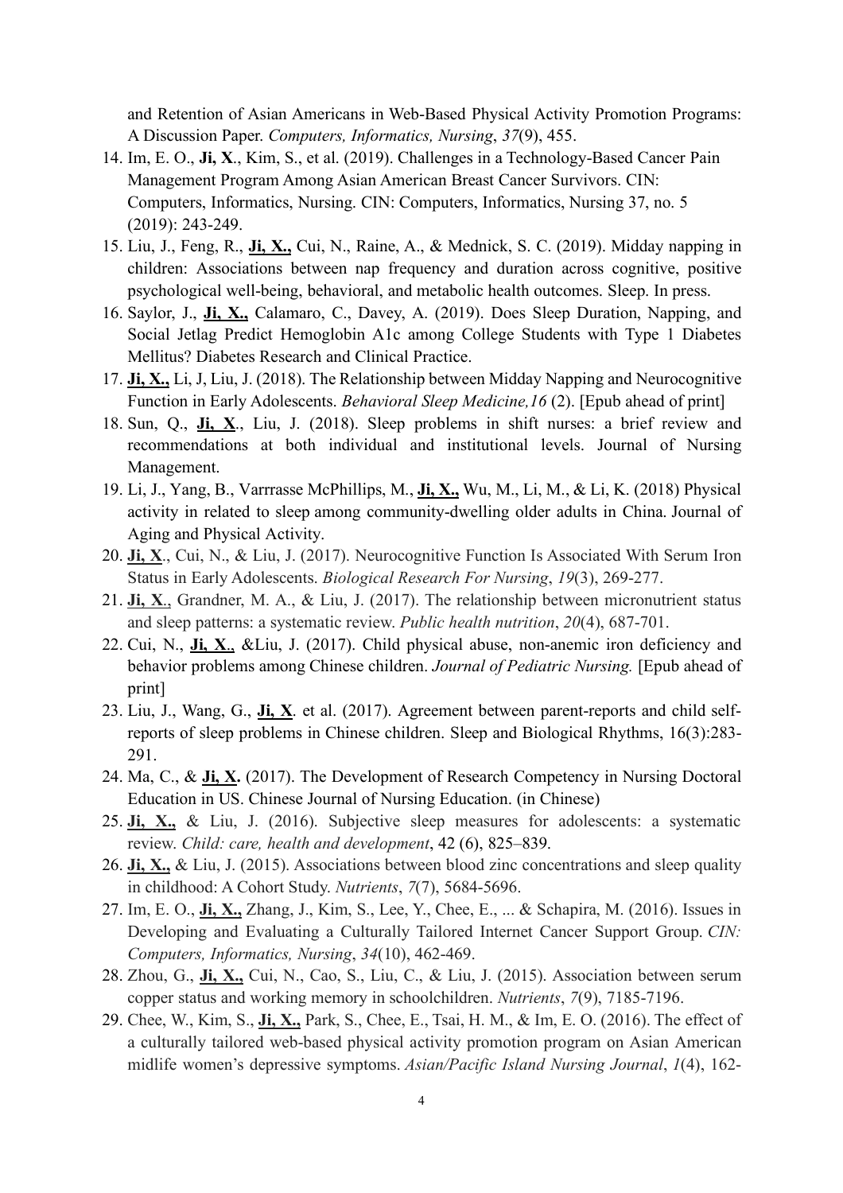and Retention of Asian Americans in Web-Based Physical Activity Promotion Programs: A Discussion Paper. *Computers, Informatics, Nursing*, *37*(9), 455.

14. Im, E. O., **Ji, X**., Kim, S., et al. (2019). Challenges in a Technology-Based Cancer Pain Management Program Among Asian American Breast Cancer Survivors. CIN: Computers, Informatics, Nursing. CIN: Computers, Informatics, Nursing 37, no. 5 (2019): 243-249.
15. Liu, J., Feng, R., **Ji, X.,** Cui, N., Raine, A., & Mednick, S. C. (2019). Midday napping in children: Associations between nap frequency and duration across cognitive, positive psychological well-being, behavioral, and metabolic health outcomes. Sleep. In press.
16. Saylor, J., **Ji, X.,** Calamaro, C., Davey, A. (2019). Does Sleep Duration, Napping, and Social Jetlag Predict Hemoglobin A1c among College Students with Type 1 Diabetes Mellitus? Diabetes Research and Clinical Practice.
17. **Ji, X.,** Li, J, Liu, J. (2018). The Relationship between Midday Napping and Neurocognitive Function in Early Adolescents. *Behavioral Sleep Medicine,16* (2). [Epub ahead of print]
18. Sun, Q., **Ji, X**., Liu, J. (2018). Sleep problems in shift nurses: a brief review and recommendations at both individual and institutional levels. Journal of Nursing Management.
19. Li, J., Yang, B., Varrrasse McPhillips, M., **Ji, X.,** Wu, M., Li, M., & Li, K. (2018) Physical activity in related to sleep among community-dwelling older adults in China. Journal of Aging and Physical Activity.
20. **Ji, X**., Cui, N., & Liu, J. (2017). Neurocognitive Function Is Associated With Serum Iron Status in Early Adolescents. *Biological Research For Nursing*, *19*(3), 269-277.
21. **Ji, X**., Grandner, M. A., & Liu, J. (2017). The relationship between micronutrient status and sleep patterns: a systematic review. *Public health nutrition*, *20*(4), 687-701.
22. Cui, N., **Ji, X**., &Liu, J. (2017). Child physical abuse, non-anemic iron deficiency and behavior problems among Chinese children. *Journal of Pediatric Nursing.* [Epub ahead of print]
23. Liu, J., Wang, G., **Ji, X**. et al. (2017). Agreement between parent-reports and child self-reports of sleep problems in Chinese children. Sleep and Biological Rhythms, 16(3):283-291.
24. Ma, C., & **Ji, X.** (2017). The Development of Research Competency in Nursing Doctoral Education in US. Chinese Journal of Nursing Education. (in Chinese)
25. **Ji, X.,** & Liu, J. (2016). Subjective sleep measures for adolescents: a systematic review. *Child: care, health and development*, 42 (6), 825–839.
26. **Ji, X.,** & Liu, J. (2015). Associations between blood zinc concentrations and sleep quality in childhood: A Cohort Study. *Nutrients*, *7*(7), 5684-5696.
27. Im, E. O., **Ji, X.,** Zhang, J., Kim, S., Lee, Y., Chee, E., ... & Schapira, M. (2016). Issues in Developing and Evaluating a Culturally Tailored Internet Cancer Support Group. *CIN: Computers, Informatics, Nursing*, *34*(10), 462-469.
28. Zhou, G., **Ji, X.,** Cui, N., Cao, S., Liu, C., & Liu, J. (2015). Association between serum copper status and working memory in schoolchildren. *Nutrients*, *7*(9), 7185-7196.
29. Chee, W., Kim, S., **Ji, X.,** Park, S., Chee, E., Tsai, H. M., & Im, E. O. (2016). The effect of a culturally tailored web-based physical activity promotion program on Asian American midlife women's depressive symptoms. *Asian/Pacific Island Nursing Journal*, *1*(4), 162-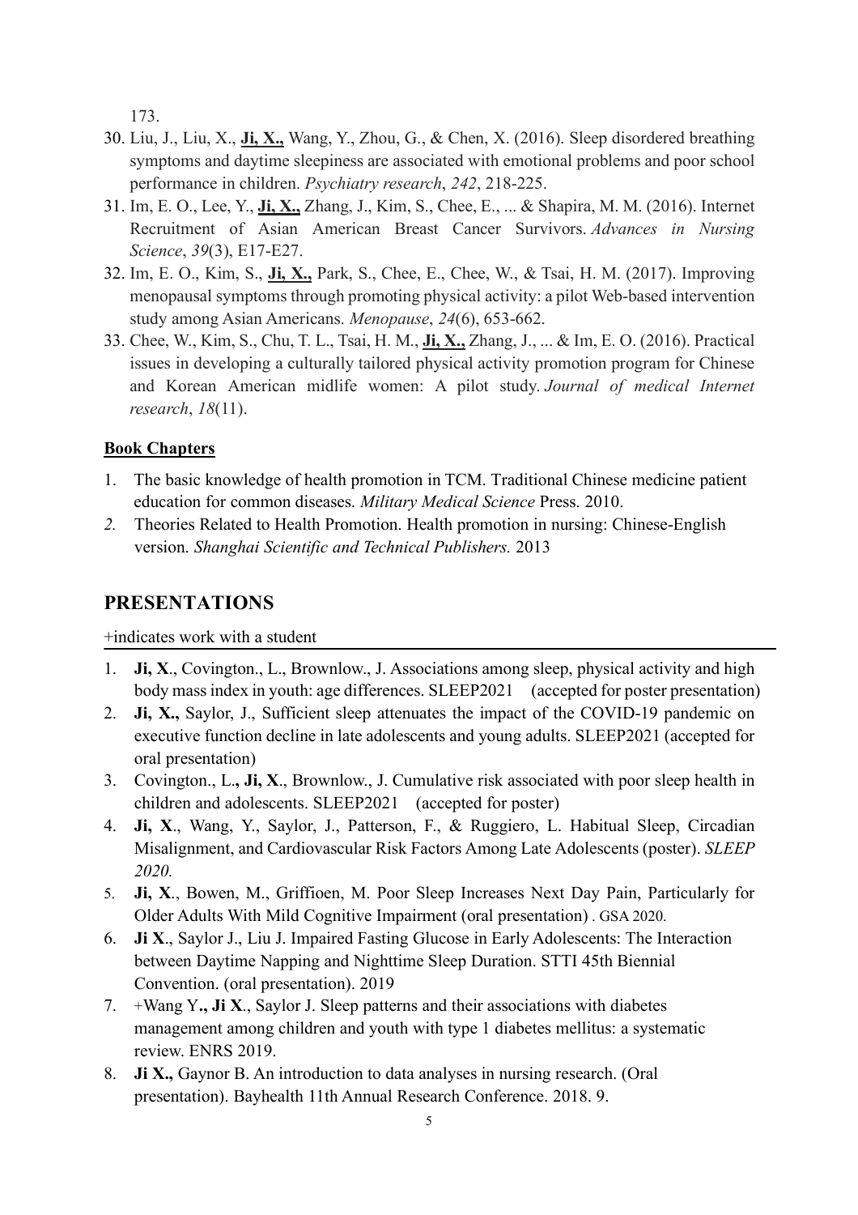173.

30. Liu, J., Liu, X., **Ji, X.,** Wang, Y., Zhou, G., & Chen, X. (2016). Sleep disordered breathing symptoms and daytime sleepiness are associated with emotional problems and poor school performance in children. *Psychiatry research*, *242*, 218-225.
31. Im, E. O., Lee, Y., **Ji, X.,** Zhang, J., Kim, S., Chee, E., ... & Shapira, M. M. (2016). Internet Recruitment of Asian American Breast Cancer Survivors. *Advances in Nursing Science*, *39*(3), E17-E27.
32. Im, E. O., Kim, S., **Ji, X.,** Park, S., Chee, E., Chee, W., & Tsai, H. M. (2017). Improving menopausal symptoms through promoting physical activity: a pilot Web-based intervention study among Asian Americans. *Menopause*, *24*(6), 653-662.
33. Chee, W., Kim, S., Chu, T. L., Tsai, H. M., **Ji, X.,** Zhang, J., ... & Im, E. O. (2016). Practical issues in developing a culturally tailored physical activity promotion program for Chinese and Korean American midlife women: A pilot study. *Journal of medical Internet research*, *18*(11).

**Book Chapters**

1. The basic knowledge of health promotion in TCM. Traditional Chinese medicine patient education for common diseases. *Military Medical Science* Press. 2010.
2. Theories Related to Health Promotion. Health promotion in nursing: Chinese-English version. *Shanghai Scientific and Technical Publishers.* 2013

## PRESENTATIONS

+indicates work with a student

1. **Ji, X**., Covington., L., Brownlow., J. Associations among sleep, physical activity and high body mass index in youth: age differences. SLEEP2021 (accepted for poster presentation)
2. **Ji, X.,** Saylor, J., Sufficient sleep attenuates the impact of the COVID-19 pandemic on executive function decline in late adolescents and young adults. SLEEP2021 (accepted for oral presentation)
3. Covington., L**., Ji, X**., Brownlow., J. Cumulative risk associated with poor sleep health in children and adolescents. SLEEP2021 (accepted for poster)
4. **Ji, X**., Wang, Y., Saylor, J., Patterson, F., & Ruggiero, L. Habitual Sleep, Circadian Misalignment, and Cardiovascular Risk Factors Among Late Adolescents (poster). *SLEEP 2020.*
5. **Ji, X**., Bowen, M., Griffioen, M. Poor Sleep Increases Next Day Pain, Particularly for Older Adults With Mild Cognitive Impairment (oral presentation) . GSA 2020.
6. **Ji X**., Saylor J., Liu J. Impaired Fasting Glucose in Early Adolescents: The Interaction between Daytime Napping and Nighttime Sleep Duration. STTI 45th Biennial Convention. (oral presentation). 2019
7. +Wang Y**., Ji X**., Saylor J. Sleep patterns and their associations with diabetes management among children and youth with type 1 diabetes mellitus: a systematic review. ENRS 2019.
8. **Ji X.,** Gaynor B. An introduction to data analyses in nursing research. (Oral presentation). Bayhealth 11th Annual Research Conference. 2018. 9.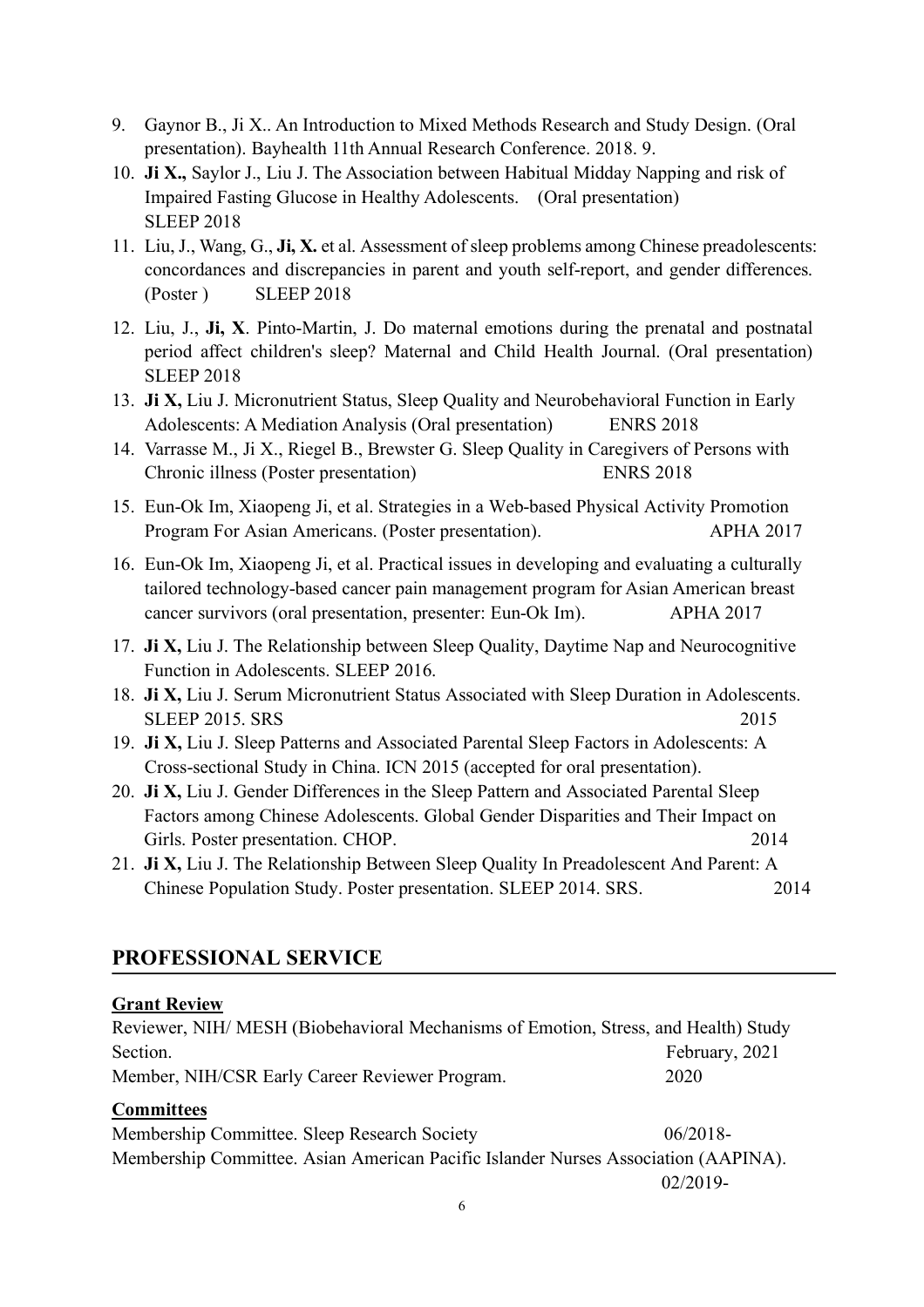9. Gaynor B., Ji X.. An Introduction to Mixed Methods Research and Study Design. (Oral presentation). Bayhealth 11th Annual Research Conference. 2018. 9.
10. **Ji X.,** Saylor J., Liu J. The Association between Habitual Midday Napping and risk of Impaired Fasting Glucose in Healthy Adolescents. (Oral presentation) SLEEP 2018
11. Liu, J., Wang, G., **Ji, X.** et al. Assessment of sleep problems among Chinese preadolescents: concordances and discrepancies in parent and youth self-report, and gender differences. (Poster ) SLEEP 2018
12. Liu, J., **Ji, X**. Pinto-Martin, J. Do maternal emotions during the prenatal and postnatal period affect children's sleep? Maternal and Child Health Journal. (Oral presentation) SLEEP 2018
13. **Ji X,** Liu J. Micronutrient Status, Sleep Quality and Neurobehavioral Function in Early Adolescents: A Mediation Analysis (Oral presentation) ENRS 2018
14. Varrasse M., Ji X., Riegel B., Brewster G. Sleep Quality in Caregivers of Persons with Chronic illness (Poster presentation) ENRS 2018
15. Eun-Ok Im, Xiaopeng Ji, et al. Strategies in a Web-based Physical Activity Promotion Program For Asian Americans. (Poster presentation). APHA 2017
16. Eun-Ok Im, Xiaopeng Ji, et al. Practical issues in developing and evaluating a culturally tailored technology-based cancer pain management program for Asian American breast cancer survivors (oral presentation, presenter: Eun-Ok Im). APHA 2017
17. **Ji X,** Liu J. The Relationship between Sleep Quality, Daytime Nap and Neurocognitive Function in Adolescents. SLEEP 2016.
18. **Ji X,** Liu J. Serum Micronutrient Status Associated with Sleep Duration in Adolescents. SLEEP 2015. SRS 2015
19. **Ji X,** Liu J. Sleep Patterns and Associated Parental Sleep Factors in Adolescents: A Cross-sectional Study in China. ICN 2015 (accepted for oral presentation).
20. **Ji X,** Liu J. Gender Differences in the Sleep Pattern and Associated Parental Sleep Factors among Chinese Adolescents. Global Gender Disparities and Their Impact on Girls. Poster presentation. CHOP. 2014
21. **Ji X,** Liu J. The Relationship Between Sleep Quality In Preadolescent And Parent: A Chinese Population Study. Poster presentation. SLEEP 2014. SRS. 2014

## PROFESSIONAL SERVICE

**Grant Review**

Reviewer, NIH/ MESH (Biobehavioral Mechanisms of Emotion, Stress, and Health) Study Section. February, 2021

Member, NIH/CSR Early Career Reviewer Program. 2020

**Committees**

Membership Committee. Sleep Research Society 06/2018-

Membership Committee. Asian American Pacific Islander Nurses Association (AAPINA). 02/2019-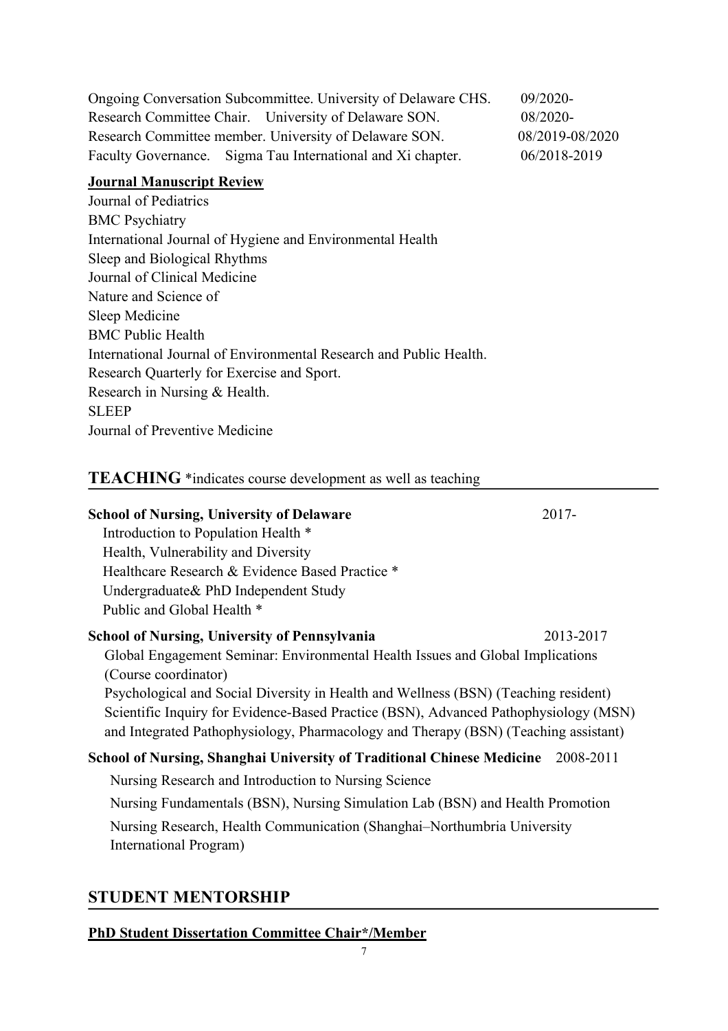Ongoing Conversation Subcommittee. University of Delaware CHS. 09/2020-
Research Committee Chair. University of Delaware SON. 08/2020-
Research Committee member. University of Delaware SON. 08/2019-08/2020
Faculty Governance. Sigma Tau International and Xi chapter. 06/2018-2019

**Journal Manuscript Review**

Journal of Pediatrics
BMC Psychiatry
International Journal of Hygiene and Environmental Health
Sleep and Biological Rhythms
Journal of Clinical Medicine
Nature and Science of
Sleep Medicine
BMC Public Health
International Journal of Environmental Research and Public Health.
Research Quarterly for Exercise and Sport.
Research in Nursing & Health.
SLEEP
Journal of Preventive Medicine

## TEACHING *indicates course development as well as teaching

**School of Nursing, University of Delaware** 2017-

- Introduction to Population Health *
- Health, Vulnerability and Diversity
- Healthcare Research & Evidence Based Practice *
- Undergraduate& PhD Independent Study
- Public and Global Health *

**School of Nursing, University of Pennsylvania** 2013-2017

- Global Engagement Seminar: Environmental Health Issues and Global Implications (Course coordinator)
- Psychological and Social Diversity in Health and Wellness (BSN) (Teaching resident)
- Scientific Inquiry for Evidence-Based Practice (BSN), Advanced Pathophysiology (MSN) and Integrated Pathophysiology, Pharmacology and Therapy (BSN) (Teaching assistant)

**School of Nursing, Shanghai University of Traditional Chinese Medicine** 2008-2011

- Nursing Research and Introduction to Nursing Science
- Nursing Fundamentals (BSN), Nursing Simulation Lab (BSN) and Health Promotion
- Nursing Research, Health Communication (Shanghai–Northumbria University International Program)

## STUDENT MENTORSHIP

**PhD Student Dissertation Committee Chair*/Member**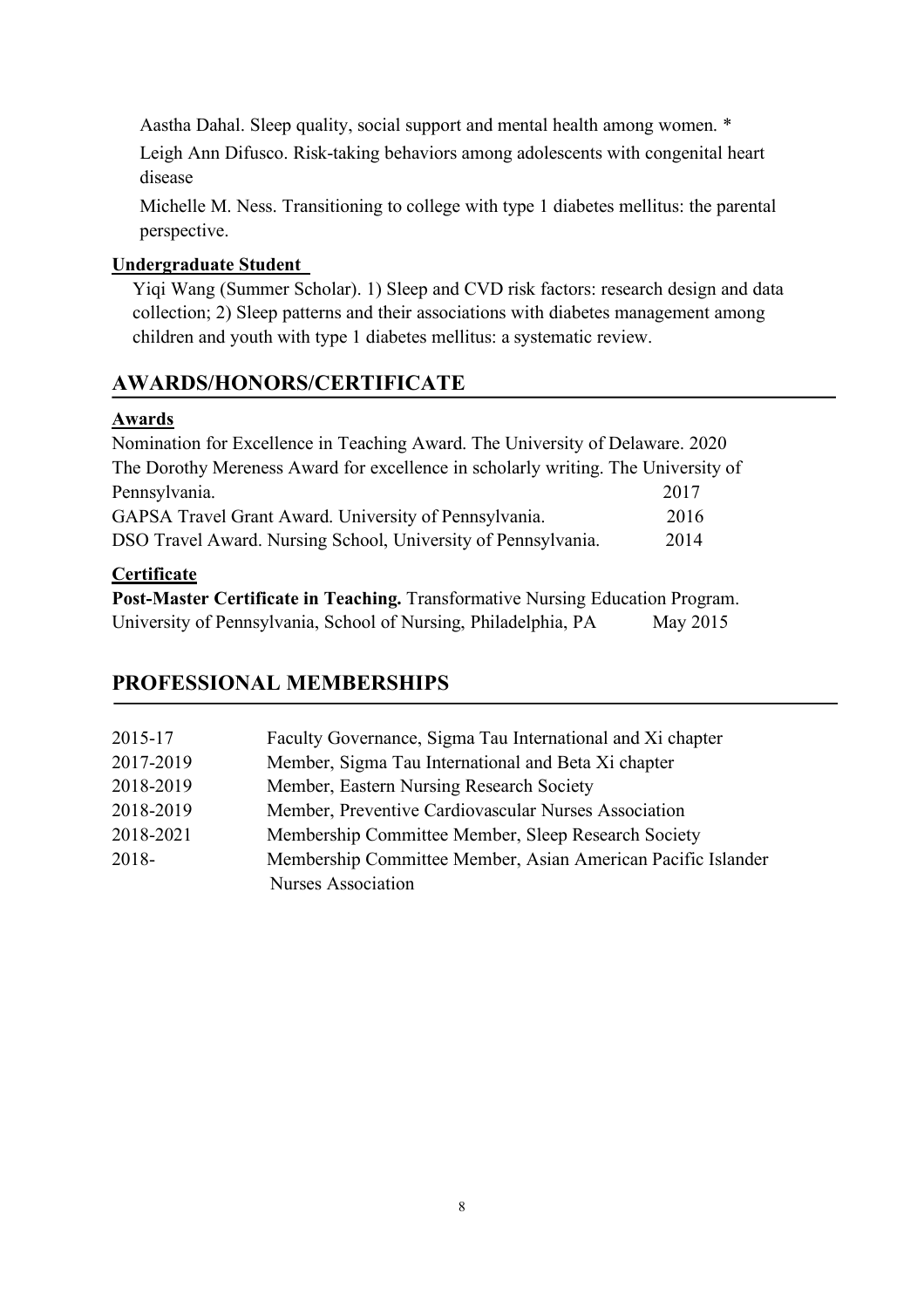Aastha Dahal. Sleep quality, social support and mental health among women. *

Leigh Ann Difusco. Risk-taking behaviors among adolescents with congenital heart disease

Michelle M. Ness. Transitioning to college with type 1 diabetes mellitus: the parental perspective.

**Undergraduate Student**

Yiqi Wang (Summer Scholar). 1) Sleep and CVD risk factors: research design and data collection; 2) Sleep patterns and their associations with diabetes management among children and youth with type 1 diabetes mellitus: a systematic review.

## AWARDS/HONORS/CERTIFICATE

**Awards**

Nomination for Excellence in Teaching Award. The University of Delaware. 2020

The Dorothy Mereness Award for excellence in scholarly writing. The University of Pennsylvania. 2017

GAPSA Travel Grant Award. University of Pennsylvania. 2016

DSO Travel Award. Nursing School, University of Pennsylvania. 2014

**Certificate**

**Post-Master Certificate in Teaching.** Transformative Nursing Education Program. University of Pennsylvania, School of Nursing, Philadelphia, PA May 2015

## PROFESSIONAL MEMBERSHIPS

| | |
|---|---|
| 2015-17 | Faculty Governance, Sigma Tau International and Xi chapter |
| 2017-2019 | Member, Sigma Tau International and Beta Xi chapter |
| 2018-2019 | Member, Eastern Nursing Research Society |
| 2018-2019 | Member, Preventive Cardiovascular Nurses Association |
| 2018-2021 | Membership Committee Member, Sleep Research Society |
| 2018- | Membership Committee Member, Asian American Pacific Islander Nurses Association |